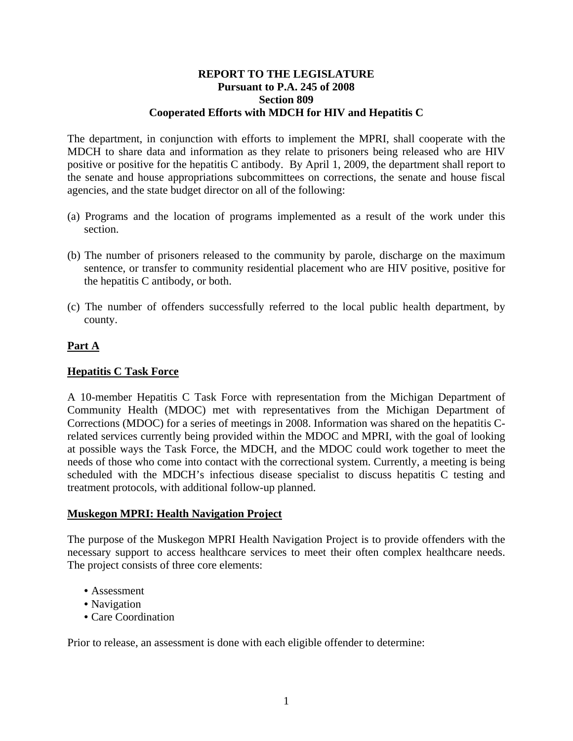**REPORT TO THE LEGISLATURE**
**Pursuant to P.A. 245 of 2008**
**Section 809**
**Cooperated Efforts with MDCH for HIV and Hepatitis C**

The department, in conjunction with efforts to implement the MPRI, shall cooperate with the MDCH to share data and information as they relate to prisoners being released who are HIV positive or positive for the hepatitis C antibody. By April 1, 2009, the department shall report to the senate and house appropriations subcommittees on corrections, the senate and house fiscal agencies, and the state budget director on all of the following:

(a) Programs and the location of programs implemented as a result of the work under this section.

(b) The number of prisoners released to the community by parole, discharge on the maximum sentence, or transfer to community residential placement who are HIV positive, positive for the hepatitis C antibody, or both.

(c) The number of offenders successfully referred to the local public health department, by county.

## Part A

### Hepatitis C Task Force

A 10-member Hepatitis C Task Force with representation from the Michigan Department of Community Health (MDOC) met with representatives from the Michigan Department of Corrections (MDOC) for a series of meetings in 2008. Information was shared on the hepatitis C-related services currently being provided within the MDOC and MPRI, with the goal of looking at possible ways the Task Force, the MDCH, and the MDOC could work together to meet the needs of those who come into contact with the correctional system. Currently, a meeting is being scheduled with the MDCH's infectious disease specialist to discuss hepatitis C testing and treatment protocols, with additional follow-up planned.

### Muskegon MPRI: Health Navigation Project

The purpose of the Muskegon MPRI Health Navigation Project is to provide offenders with the necessary support to access healthcare services to meet their often complex healthcare needs. The project consists of three core elements:

- Assessment
- Navigation
- Care Coordination

Prior to release, an assessment is done with each eligible offender to determine: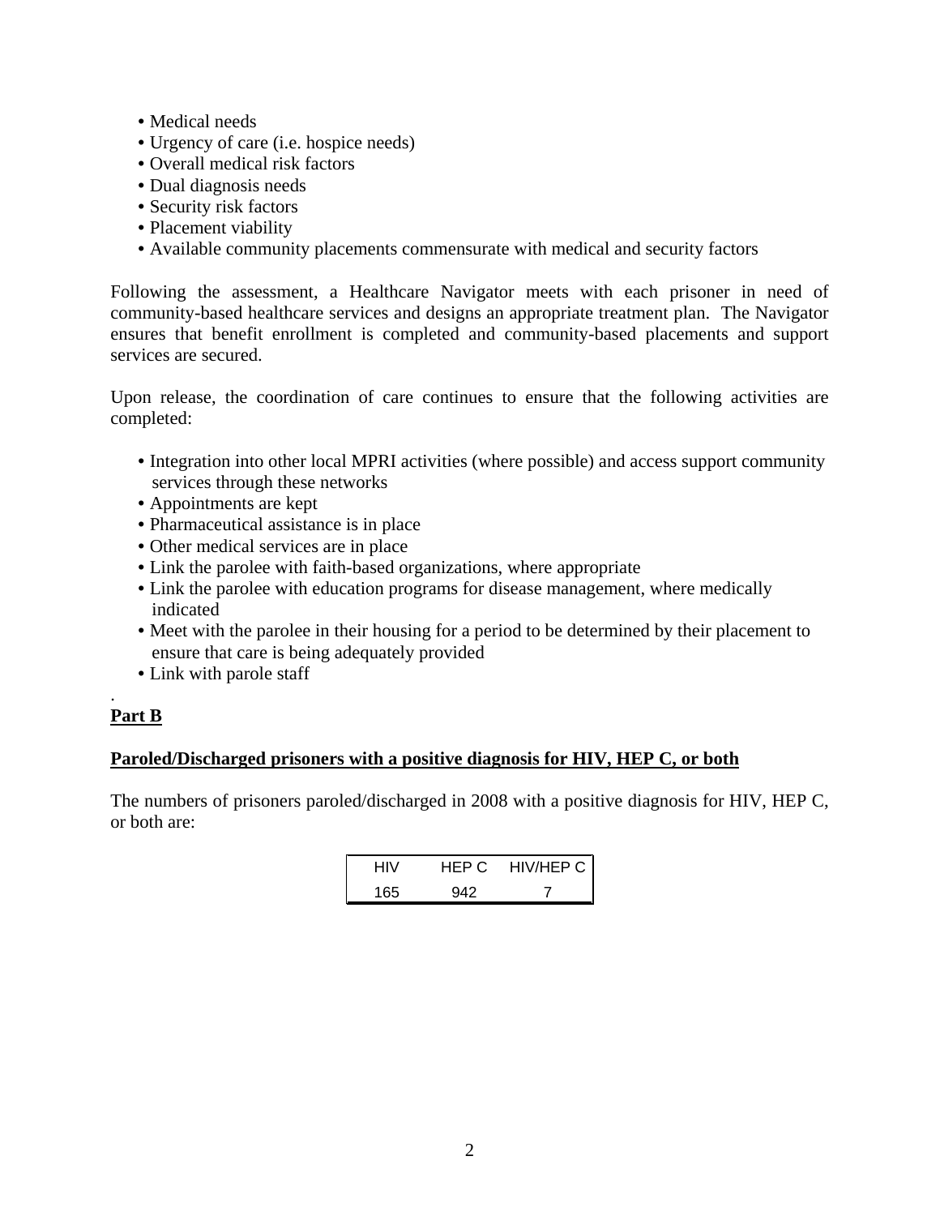- Medical needs
- Urgency of care (i.e. hospice needs)
- Overall medical risk factors
- Dual diagnosis needs
- Security risk factors
- Placement viability
- Available community placements commensurate with medical and security factors

Following the assessment, a Healthcare Navigator meets with each prisoner in need of community-based healthcare services and designs an appropriate treatment plan. The Navigator ensures that benefit enrollment is completed and community-based placements and support services are secured.

Upon release, the coordination of care continues to ensure that the following activities are completed:

- Integration into other local MPRI activities (where possible) and access support community services through these networks
- Appointments are kept
- Pharmaceutical assistance is in place
- Other medical services are in place
- Link the parolee with faith-based organizations, where appropriate
- Link the parolee with education programs for disease management, where medically indicated
- Meet with the parolee in their housing for a period to be determined by their placement to ensure that care is being adequately provided
- Link with parole staff

.

**Part B**

**Paroled/Discharged prisoners with a positive diagnosis for HIV, HEP C, or both**

The numbers of prisoners paroled/discharged in 2008 with a positive diagnosis for HIV, HEP C, or both are:

| HIV | HEP C | HIV/HEP C |
|---|---|---|
| 165 | 942 | 7 |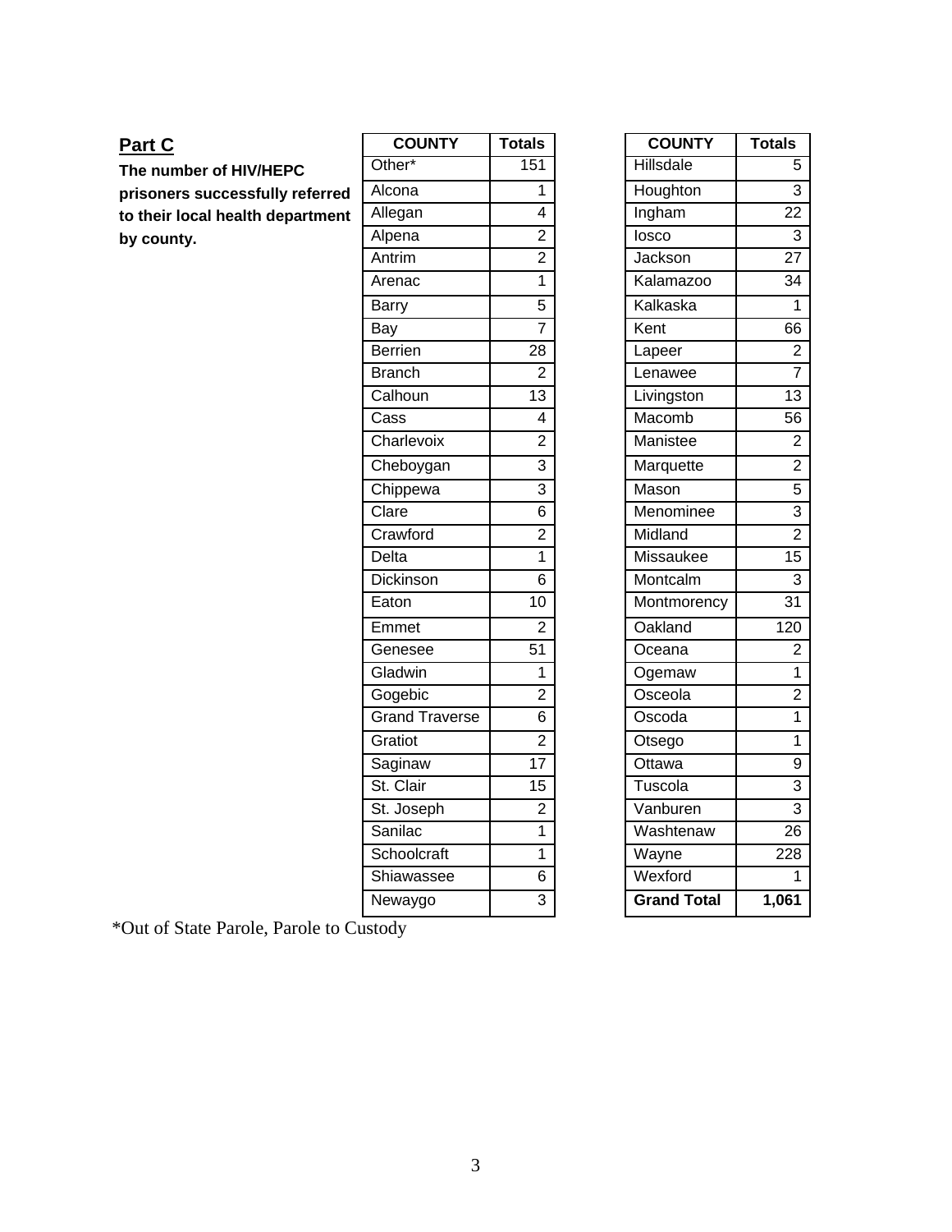## Part C

**The number of HIV/HEPC prisoners successfully referred to their local health department by county.**

| COUNTY | Totals |
|---|---|
| Other* | 151 |
| Alcona | 1 |
| Allegan | 4 |
| Alpena | 2 |
| Antrim | 2 |
| Arenac | 1 |
| Barry | 5 |
| Bay | 7 |
| Berrien | 28 |
| Branch | 2 |
| Calhoun | 13 |
| Cass | 4 |
| Charlevoix | 2 |
| Cheboygan | 3 |
| Chippewa | 3 |
| Clare | 6 |
| Crawford | 2 |
| Delta | 1 |
| Dickinson | 6 |
| Eaton | 10 |
| Emmet | 2 |
| Genesee | 51 |
| Gladwin | 1 |
| Gogebic | 2 |
| Grand Traverse | 6 |
| Gratiot | 2 |
| Saginaw | 17 |
| St. Clair | 15 |
| St. Joseph | 2 |
| Sanilac | 1 |
| Schoolcraft | 1 |
| Shiawassee | 6 |
| Newaygo | 3 |

| COUNTY | Totals |
|---|---|
| Hillsdale | 5 |
| Houghton | 3 |
| Ingham | 22 |
| Iosco | 3 |
| Jackson | 27 |
| Kalamazoo | 34 |
| Kalkaska | 1 |
| Kent | 66 |
| Lapeer | 2 |
| Lenawee | 7 |
| Livingston | 13 |
| Macomb | 56 |
| Manistee | 2 |
| Marquette | 2 |
| Mason | 5 |
| Menominee | 3 |
| Midland | 2 |
| Missaukee | 15 |
| Montcalm | 3 |
| Montmorency | 31 |
| Oakland | 120 |
| Oceana | 2 |
| Ogemaw | 1 |
| Osceola | 2 |
| Oscoda | 1 |
| Otsego | 1 |
| Ottawa | 9 |
| Tuscola | 3 |
| Vanburen | 3 |
| Washtenaw | 26 |
| Wayne | 228 |
| Wexford | 1 |
| **Grand Total** | **1,061** |

*Out of State Parole, Parole to Custody